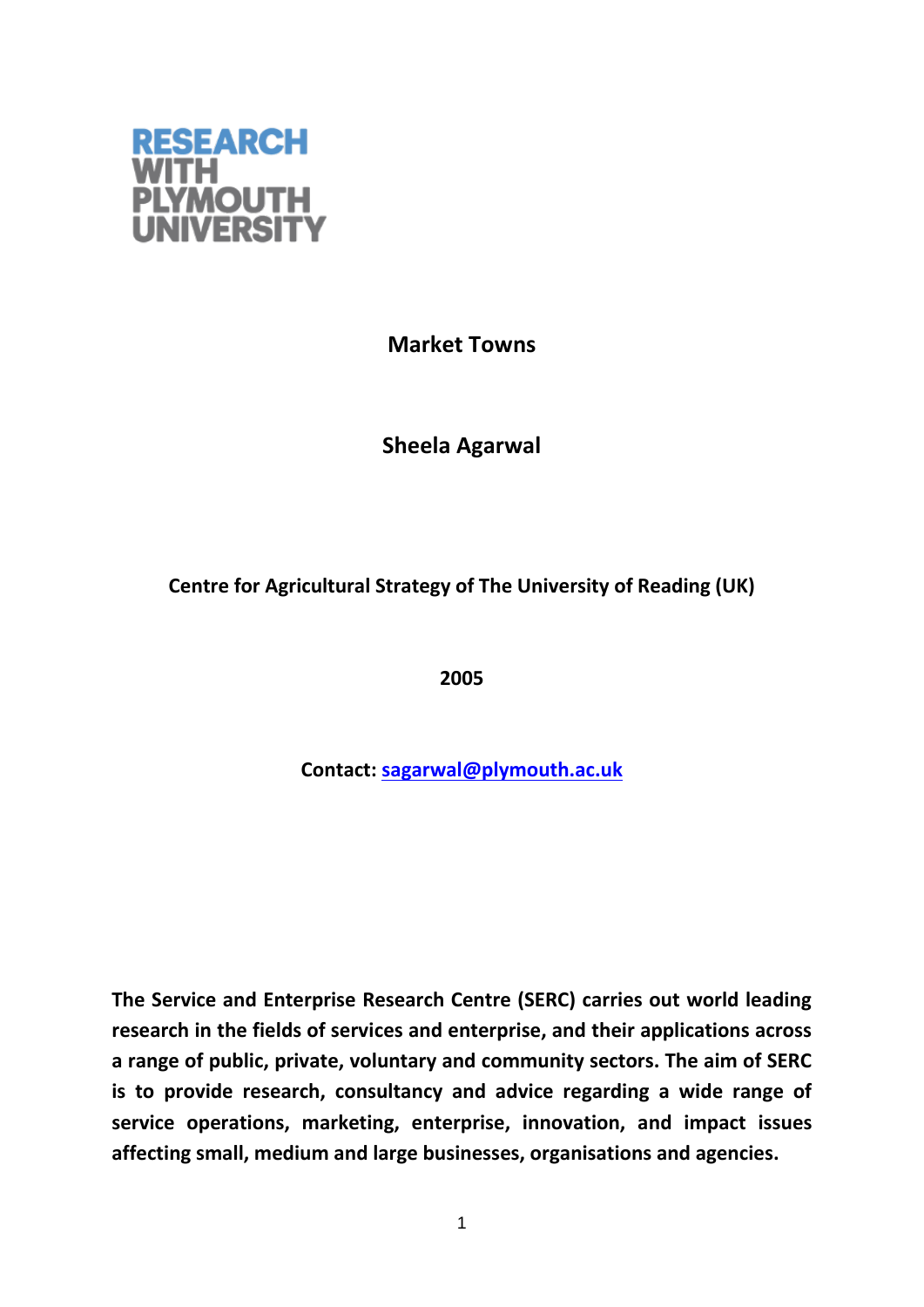RESEARCH WITH PLYMOUTH UNIVERSITY

# Market Towns

**Sheela Agarwal**

**Centre for Agricultural Strategy of The University of Reading (UK)**

**2005**

**Contact: [sagarwal@plymouth.ac.uk](mailto:sagarwal@plymouth.ac.uk)**

**The Service and Enterprise Research Centre (SERC) carries out world leading research in the fields of services and enterprise, and their applications across a range of public, private, voluntary and community sectors. The aim of SERC is to provide research, consultancy and advice regarding a wide range of service operations, marketing, enterprise, innovation, and impact issues affecting small, medium and large businesses, organisations and agencies.**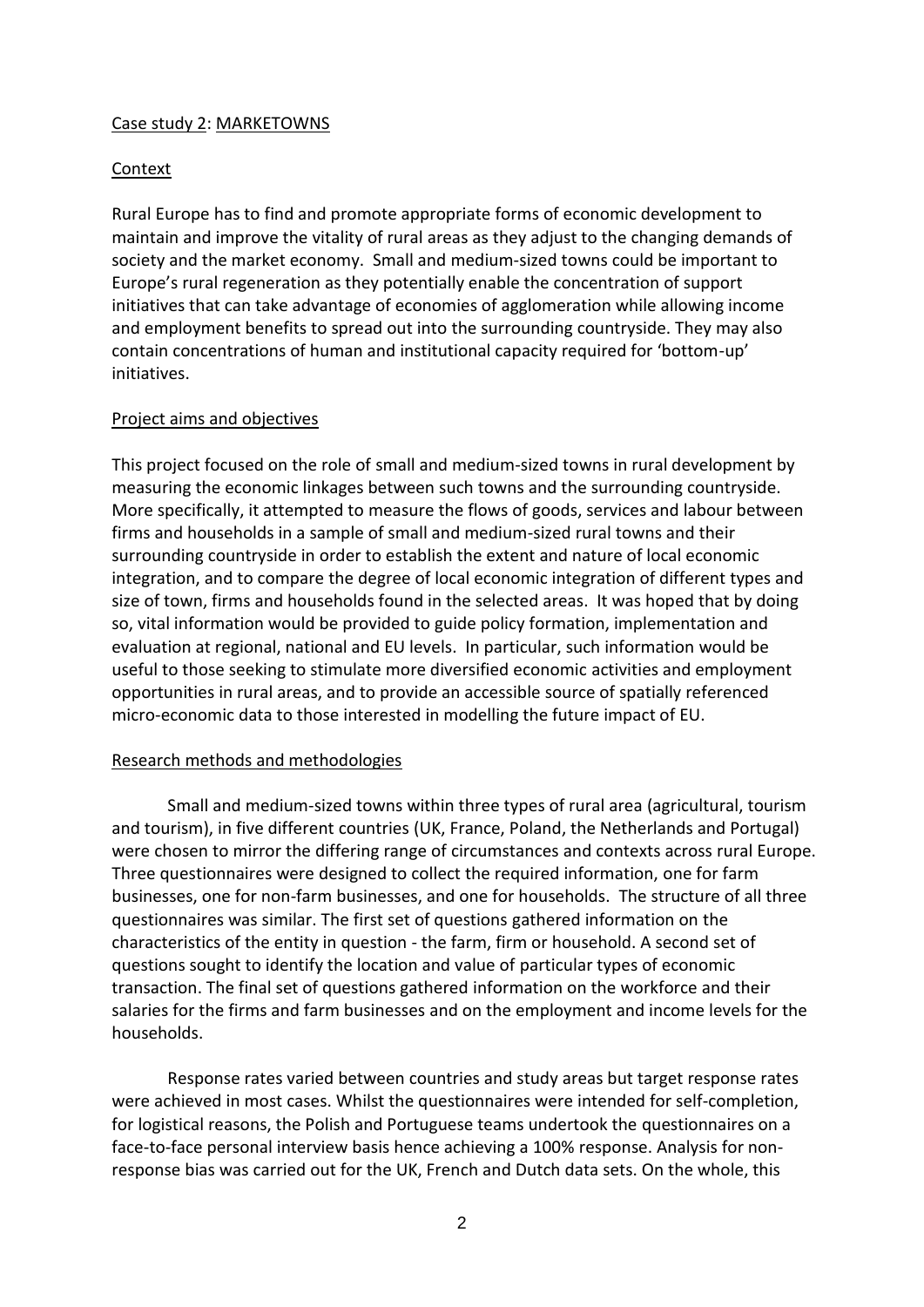Case study 2: MARKETOWNS

Context

Rural Europe has to find and promote appropriate forms of economic development to maintain and improve the vitality of rural areas as they adjust to the changing demands of society and the market economy. Small and medium-sized towns could be important to Europe's rural regeneration as they potentially enable the concentration of support initiatives that can take advantage of economies of agglomeration while allowing income and employment benefits to spread out into the surrounding countryside. They may also contain concentrations of human and institutional capacity required for 'bottom-up' initiatives.

Project aims and objectives

This project focused on the role of small and medium-sized towns in rural development by measuring the economic linkages between such towns and the surrounding countryside. More specifically, it attempted to measure the flows of goods, services and labour between firms and households in a sample of small and medium-sized rural towns and their surrounding countryside in order to establish the extent and nature of local economic integration, and to compare the degree of local economic integration of different types and size of town, firms and households found in the selected areas. It was hoped that by doing so, vital information would be provided to guide policy formation, implementation and evaluation at regional, national and EU levels. In particular, such information would be useful to those seeking to stimulate more diversified economic activities and employment opportunities in rural areas, and to provide an accessible source of spatially referenced micro-economic data to those interested in modelling the future impact of EU.

Research methods and methodologies

Small and medium-sized towns within three types of rural area (agricultural, tourism and tourism), in five different countries (UK, France, Poland, the Netherlands and Portugal) were chosen to mirror the differing range of circumstances and contexts across rural Europe. Three questionnaires were designed to collect the required information, one for farm businesses, one for non-farm businesses, and one for households. The structure of all three questionnaires was similar. The first set of questions gathered information on the characteristics of the entity in question - the farm, firm or household. A second set of questions sought to identify the location and value of particular types of economic transaction. The final set of questions gathered information on the workforce and their salaries for the firms and farm businesses and on the employment and income levels for the households.

Response rates varied between countries and study areas but target response rates were achieved in most cases. Whilst the questionnaires were intended for self-completion, for logistical reasons, the Polish and Portuguese teams undertook the questionnaires on a face-to-face personal interview basis hence achieving a 100% response. Analysis for non-response bias was carried out for the UK, French and Dutch data sets. On the whole, this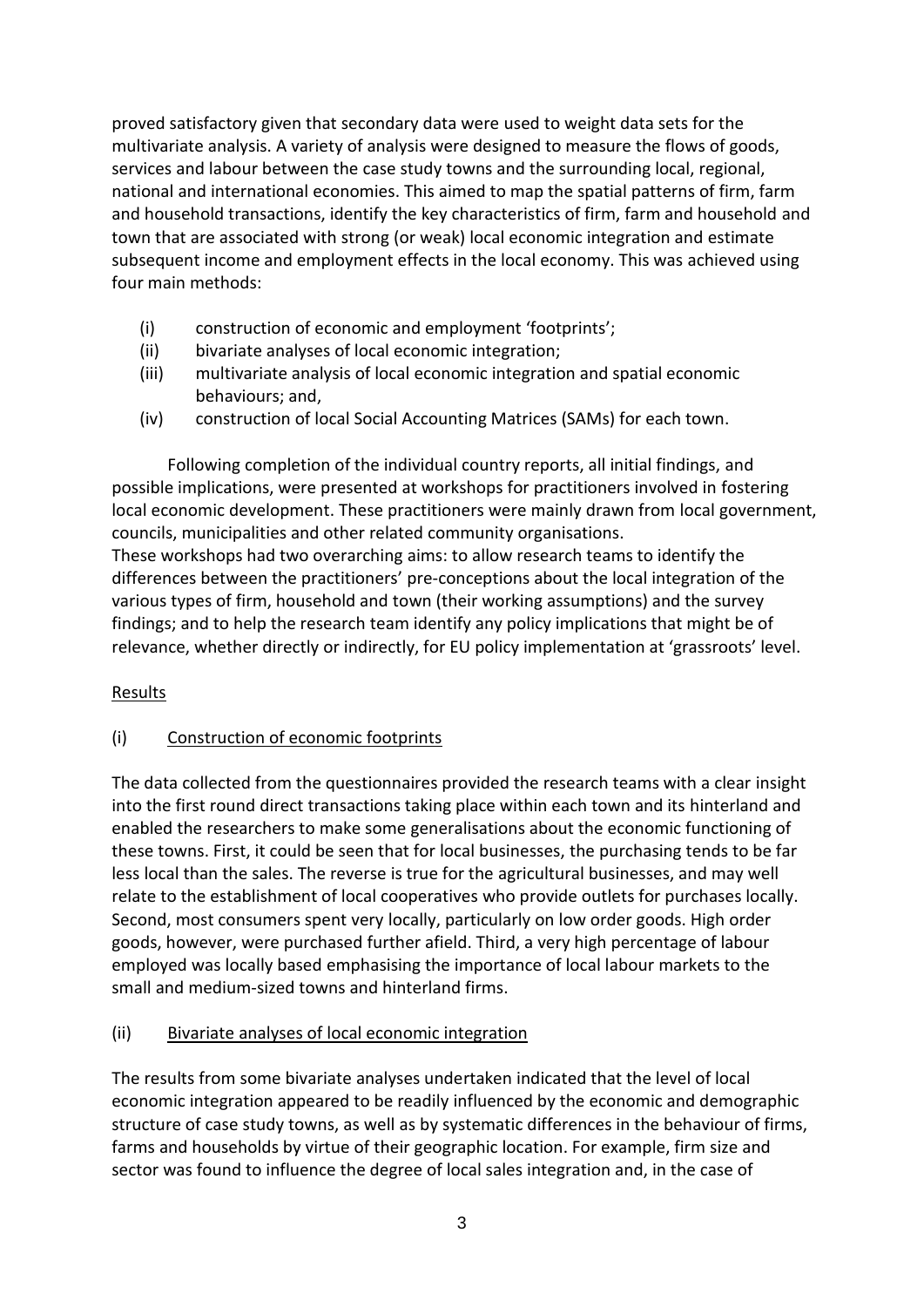proved satisfactory given that secondary data were used to weight data sets for the multivariate analysis. A variety of analysis were designed to measure the flows of goods, services and labour between the case study towns and the surrounding local, regional, national and international economies. This aimed to map the spatial patterns of firm, farm and household transactions, identify the key characteristics of firm, farm and household and town that are associated with strong (or weak) local economic integration and estimate subsequent income and employment effects in the local economy. This was achieved using four main methods:

(i) construction of economic and employment 'footprints';
(ii) bivariate analyses of local economic integration;
(iii) multivariate analysis of local economic integration and spatial economic behaviours; and,
(iv) construction of local Social Accounting Matrices (SAMs) for each town.

Following completion of the individual country reports, all initial findings, and possible implications, were presented at workshops for practitioners involved in fostering local economic development. These practitioners were mainly drawn from local government, councils, municipalities and other related community organisations.
These workshops had two overarching aims: to allow research teams to identify the differences between the practitioners' pre-conceptions about the local integration of the various types of firm, household and town (their working assumptions) and the survey findings; and to help the research team identify any policy implications that might be of relevance, whether directly or indirectly, for EU policy implementation at 'grassroots' level.

## Results

### (i) Construction of economic footprints

The data collected from the questionnaires provided the research teams with a clear insight into the first round direct transactions taking place within each town and its hinterland and enabled the researchers to make some generalisations about the economic functioning of these towns. First, it could be seen that for local businesses, the purchasing tends to be far less local than the sales. The reverse is true for the agricultural businesses, and may well relate to the establishment of local cooperatives who provide outlets for purchases locally. Second, most consumers spent very locally, particularly on low order goods. High order goods, however, were purchased further afield. Third, a very high percentage of labour employed was locally based emphasising the importance of local labour markets to the small and medium-sized towns and hinterland firms.

### (ii) Bivariate analyses of local economic integration

The results from some bivariate analyses undertaken indicated that the level of local economic integration appeared to be readily influenced by the economic and demographic structure of case study towns, as well as by systematic differences in the behaviour of firms, farms and households by virtue of their geographic location. For example, firm size and sector was found to influence the degree of local sales integration and, in the case of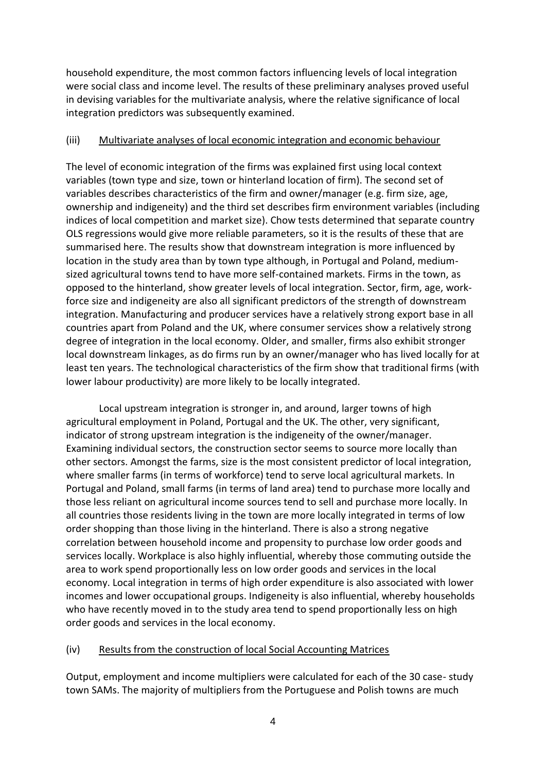household expenditure, the most common factors influencing levels of local integration were social class and income level. The results of these preliminary analyses proved useful in devising variables for the multivariate analysis, where the relative significance of local integration predictors was subsequently examined.

(iii) Multivariate analyses of local economic integration and economic behaviour

The level of economic integration of the firms was explained first using local context variables (town type and size, town or hinterland location of firm). The second set of variables describes characteristics of the firm and owner/manager (e.g. firm size, age, ownership and indigeneity) and the third set describes firm environment variables (including indices of local competition and market size). Chow tests determined that separate country OLS regressions would give more reliable parameters, so it is the results of these that are summarised here. The results show that downstream integration is more influenced by location in the study area than by town type although, in Portugal and Poland, medium-sized agricultural towns tend to have more self-contained markets. Firms in the town, as opposed to the hinterland, show greater levels of local integration. Sector, firm, age, work-force size and indigeneity are also all significant predictors of the strength of downstream integration. Manufacturing and producer services have a relatively strong export base in all countries apart from Poland and the UK, where consumer services show a relatively strong degree of integration in the local economy. Older, and smaller, firms also exhibit stronger local downstream linkages, as do firms run by an owner/manager who has lived locally for at least ten years. The technological characteristics of the firm show that traditional firms (with lower labour productivity) are more likely to be locally integrated.

Local upstream integration is stronger in, and around, larger towns of high agricultural employment in Poland, Portugal and the UK. The other, very significant, indicator of strong upstream integration is the indigeneity of the owner/manager. Examining individual sectors, the construction sector seems to source more locally than other sectors. Amongst the farms, size is the most consistent predictor of local integration, where smaller farms (in terms of workforce) tend to serve local agricultural markets. In Portugal and Poland, small farms (in terms of land area) tend to purchase more locally and those less reliant on agricultural income sources tend to sell and purchase more locally. In all countries those residents living in the town are more locally integrated in terms of low order shopping than those living in the hinterland. There is also a strong negative correlation between household income and propensity to purchase low order goods and services locally. Workplace is also highly influential, whereby those commuting outside the area to work spend proportionally less on low order goods and services in the local economy. Local integration in terms of high order expenditure is also associated with lower incomes and lower occupational groups. Indigeneity is also influential, whereby households who have recently moved in to the study area tend to spend proportionally less on high order goods and services in the local economy.

(iv) Results from the construction of local Social Accounting Matrices

Output, employment and income multipliers were calculated for each of the 30 case- study town SAMs. The majority of multipliers from the Portuguese and Polish towns are much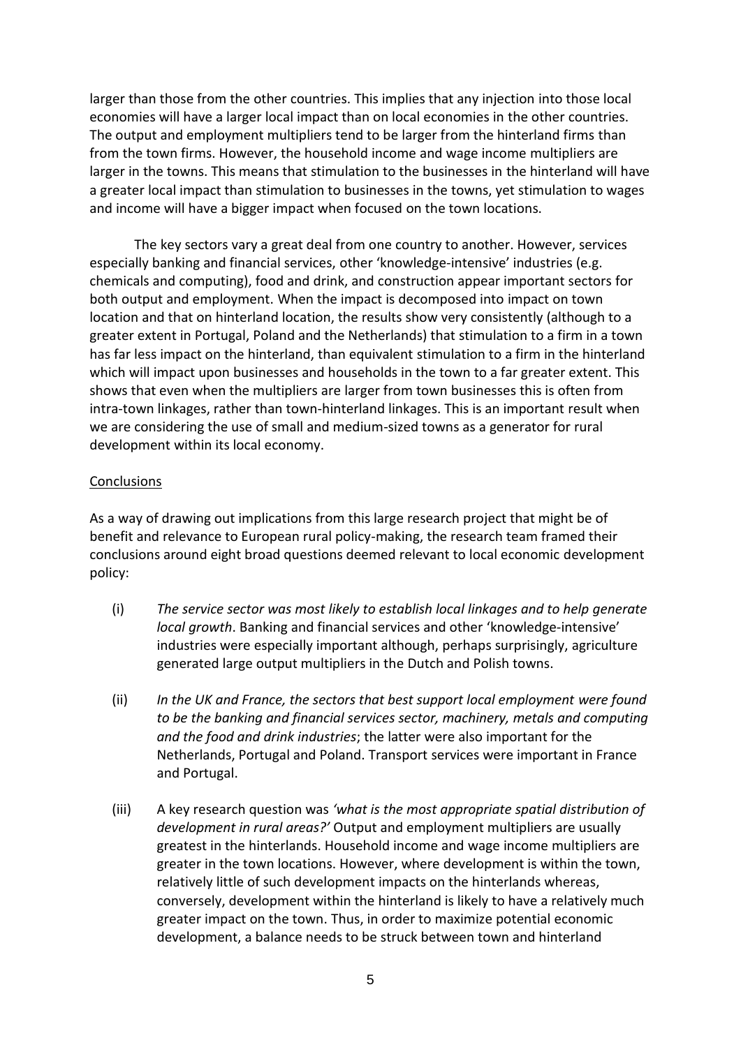larger than those from the other countries. This implies that any injection into those local economies will have a larger local impact than on local economies in the other countries. The output and employment multipliers tend to be larger from the hinterland firms than from the town firms. However, the household income and wage income multipliers are larger in the towns. This means that stimulation to the businesses in the hinterland will have a greater local impact than stimulation to businesses in the towns, yet stimulation to wages and income will have a bigger impact when focused on the town locations.

The key sectors vary a great deal from one country to another. However, services especially banking and financial services, other 'knowledge-intensive' industries (e.g. chemicals and computing), food and drink, and construction appear important sectors for both output and employment. When the impact is decomposed into impact on town location and that on hinterland location, the results show very consistently (although to a greater extent in Portugal, Poland and the Netherlands) that stimulation to a firm in a town has far less impact on the hinterland, than equivalent stimulation to a firm in the hinterland which will impact upon businesses and households in the town to a far greater extent. This shows that even when the multipliers are larger from town businesses this is often from intra-town linkages, rather than town-hinterland linkages. This is an important result when we are considering the use of small and medium-sized towns as a generator for rural development within its local economy.

## Conclusions

As a way of drawing out implications from this large research project that might be of benefit and relevance to European rural policy-making, the research team framed their conclusions around eight broad questions deemed relevant to local economic development policy:

(i) *The service sector was most likely to establish local linkages and to help generate local growth*. Banking and financial services and other 'knowledge-intensive' industries were especially important although, perhaps surprisingly, agriculture generated large output multipliers in the Dutch and Polish towns.

(ii) *In the UK and France, the sectors that best support local employment were found to be the banking and financial services sector, machinery, metals and computing and the food and drink industries*; the latter were also important for the Netherlands, Portugal and Poland. Transport services were important in France and Portugal.

(iii) A key research question was *'what is the most appropriate spatial distribution of development in rural areas?'* Output and employment multipliers are usually greatest in the hinterlands. Household income and wage income multipliers are greater in the town locations. However, where development is within the town, relatively little of such development impacts on the hinterlands whereas, conversely, development within the hinterland is likely to have a relatively much greater impact on the town. Thus, in order to maximize potential economic development, a balance needs to be struck between town and hinterland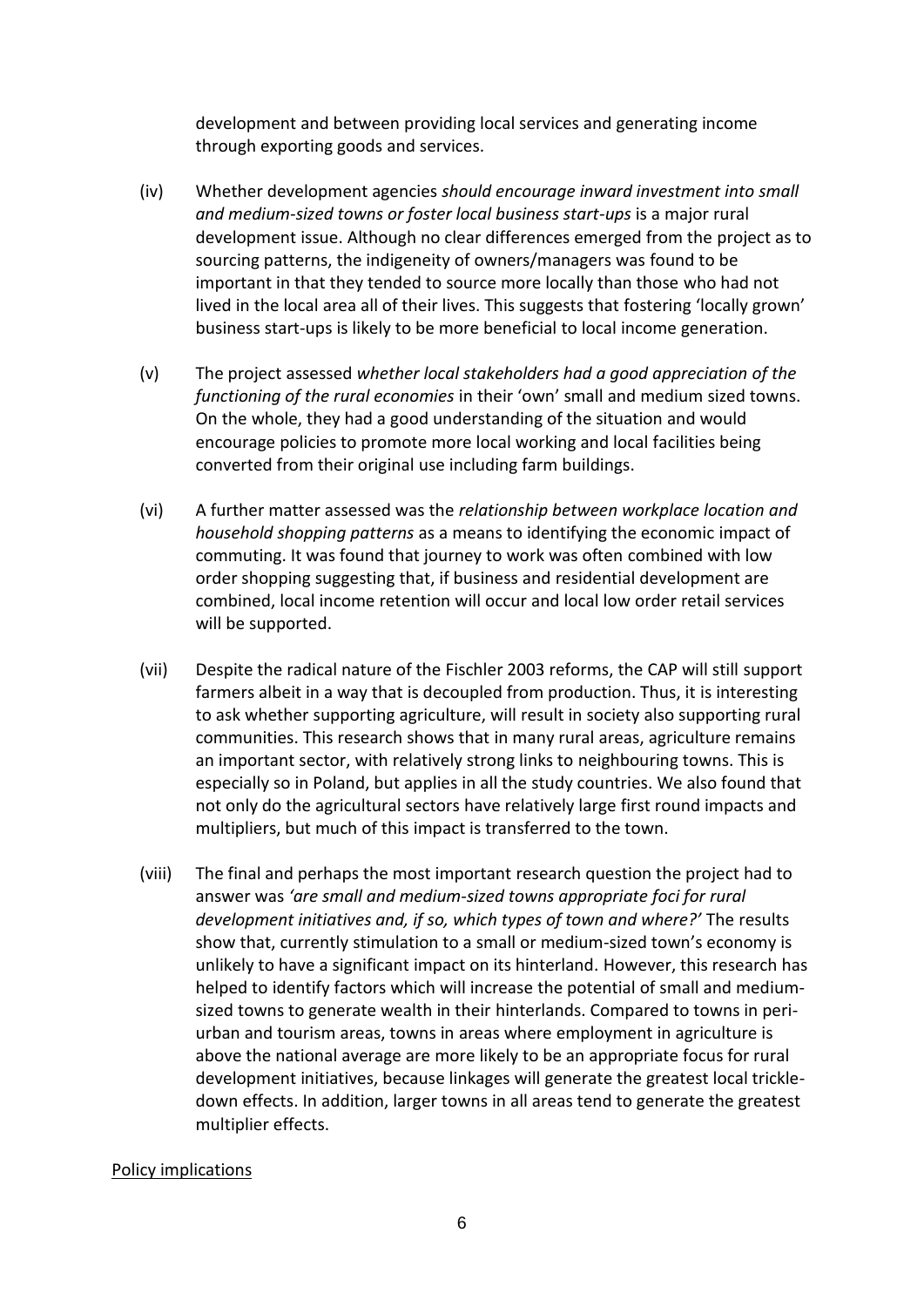development and between providing local services and generating income through exporting goods and services.

(iv) Whether development agencies *should encourage inward investment into small and medium-sized towns or foster local business start-ups* is a major rural development issue. Although no clear differences emerged from the project as to sourcing patterns, the indigeneity of owners/managers was found to be important in that they tended to source more locally than those who had not lived in the local area all of their lives. This suggests that fostering 'locally grown' business start-ups is likely to be more beneficial to local income generation.

(v) The project assessed *whether local stakeholders had a good appreciation of the functioning of the rural economies* in their 'own' small and medium sized towns. On the whole, they had a good understanding of the situation and would encourage policies to promote more local working and local facilities being converted from their original use including farm buildings.

(vi) A further matter assessed was the *relationship between workplace location and household shopping patterns* as a means to identifying the economic impact of commuting. It was found that journey to work was often combined with low order shopping suggesting that, if business and residential development are combined, local income retention will occur and local low order retail services will be supported.

(vii) Despite the radical nature of the Fischler 2003 reforms, the CAP will still support farmers albeit in a way that is decoupled from production. Thus, it is interesting to ask whether supporting agriculture, will result in society also supporting rural communities. This research shows that in many rural areas, agriculture remains an important sector, with relatively strong links to neighbouring towns. This is especially so in Poland, but applies in all the study countries. We also found that not only do the agricultural sectors have relatively large first round impacts and multipliers, but much of this impact is transferred to the town.

(viii) The final and perhaps the most important research question the project had to answer was *'are small and medium-sized towns appropriate foci for rural development initiatives and, if so, which types of town and where?'* The results show that, currently stimulation to a small or medium-sized town's economy is unlikely to have a significant impact on its hinterland. However, this research has helped to identify factors which will increase the potential of small and medium-sized towns to generate wealth in their hinterlands. Compared to towns in peri-urban and tourism areas, towns in areas where employment in agriculture is above the national average are more likely to be an appropriate focus for rural development initiatives, because linkages will generate the greatest local trickle-down effects. In addition, larger towns in all areas tend to generate the greatest multiplier effects.

Policy implications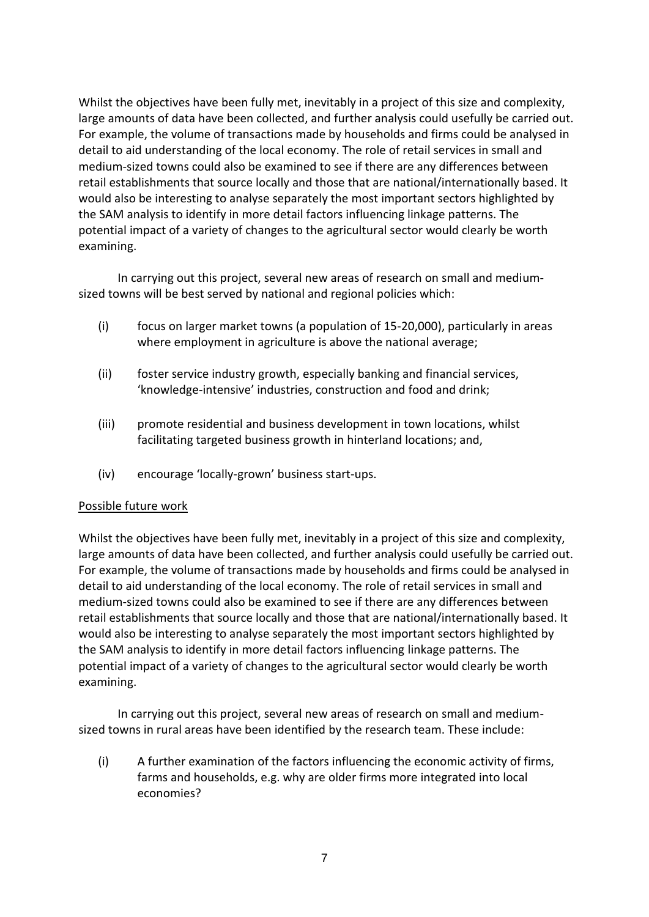Whilst the objectives have been fully met, inevitably in a project of this size and complexity, large amounts of data have been collected, and further analysis could usefully be carried out. For example, the volume of transactions made by households and firms could be analysed in detail to aid understanding of the local economy. The role of retail services in small and medium-sized towns could also be examined to see if there are any differences between retail establishments that source locally and those that are national/internationally based. It would also be interesting to analyse separately the most important sectors highlighted by the SAM analysis to identify in more detail factors influencing linkage patterns. The potential impact of a variety of changes to the agricultural sector would clearly be worth examining.

In carrying out this project, several new areas of research on small and medium-sized towns will be best served by national and regional policies which:

(i) focus on larger market towns (a population of 15-20,000), particularly in areas where employment in agriculture is above the national average;

(ii) foster service industry growth, especially banking and financial services, 'knowledge-intensive' industries, construction and food and drink;

(iii) promote residential and business development in town locations, whilst facilitating targeted business growth in hinterland locations; and,

(iv) encourage 'locally-grown' business start-ups.

Possible future work

Whilst the objectives have been fully met, inevitably in a project of this size and complexity, large amounts of data have been collected, and further analysis could usefully be carried out. For example, the volume of transactions made by households and firms could be analysed in detail to aid understanding of the local economy. The role of retail services in small and medium-sized towns could also be examined to see if there are any differences between retail establishments that source locally and those that are national/internationally based. It would also be interesting to analyse separately the most important sectors highlighted by the SAM analysis to identify in more detail factors influencing linkage patterns. The potential impact of a variety of changes to the agricultural sector would clearly be worth examining.

In carrying out this project, several new areas of research on small and medium-sized towns in rural areas have been identified by the research team. These include:

(i) A further examination of the factors influencing the economic activity of firms, farms and households, e.g. why are older firms more integrated into local economies?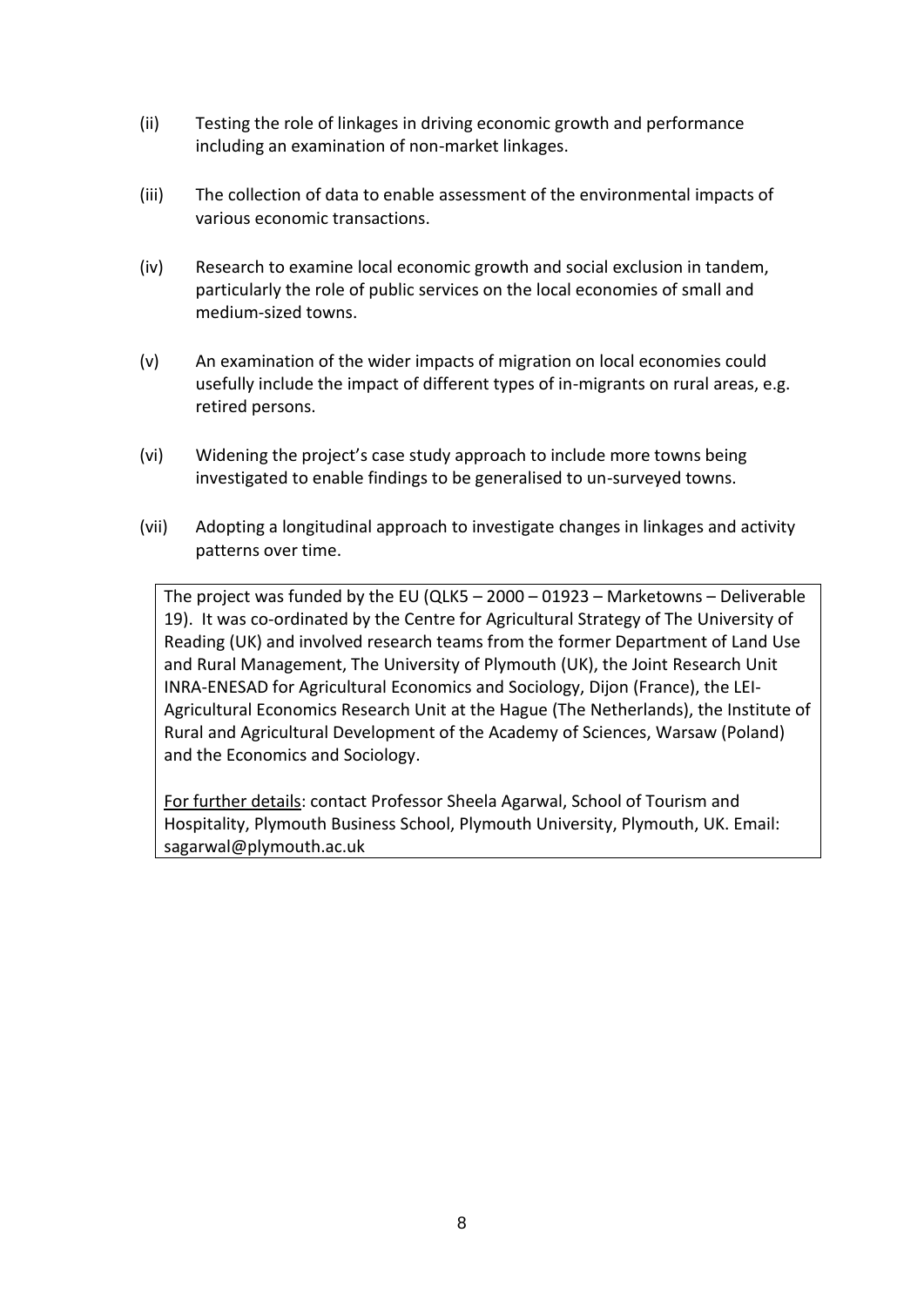(ii) Testing the role of linkages in driving economic growth and performance including an examination of non-market linkages.

(iii) The collection of data to enable assessment of the environmental impacts of various economic transactions.

(iv) Research to examine local economic growth and social exclusion in tandem, particularly the role of public services on the local economies of small and medium-sized towns.

(v) An examination of the wider impacts of migration on local economies could usefully include the impact of different types of in-migrants on rural areas, e.g. retired persons.

(vi) Widening the project's case study approach to include more towns being investigated to enable findings to be generalised to un-surveyed towns.

(vii) Adopting a longitudinal approach to investigate changes in linkages and activity patterns over time.

The project was funded by the EU (QLK5 – 2000 – 01923 – Marketowns – Deliverable 19). It was co-ordinated by the Centre for Agricultural Strategy of The University of Reading (UK) and involved research teams from the former Department of Land Use and Rural Management, The University of Plymouth (UK), the Joint Research Unit INRA-ENESAD for Agricultural Economics and Sociology, Dijon (France), the LEI-Agricultural Economics Research Unit at the Hague (The Netherlands), the Institute of Rural and Agricultural Development of the Academy of Sciences, Warsaw (Poland) and the Economics and Sociology.

For further details: contact Professor Sheela Agarwal, School of Tourism and Hospitality, Plymouth Business School, Plymouth University, Plymouth, UK. Email: sagarwal@plymouth.ac.uk